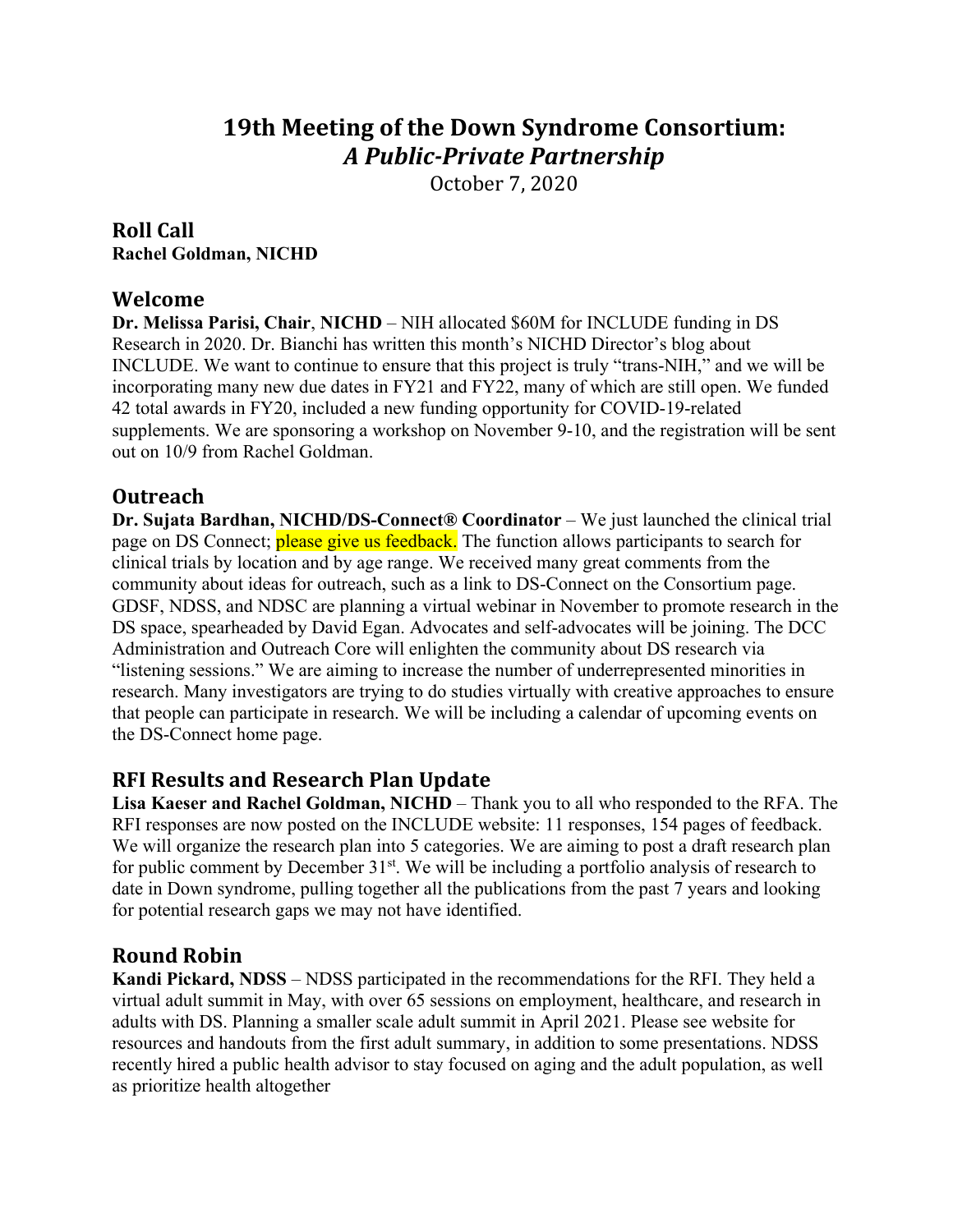# 19th Meeting of the Down Syndrome Consortium: *A Public-Private Partnership*

October 7, 2020

## Roll Call

**Rachel Goldman, NICHD**

## Welcome

**Dr. Melissa Parisi, Chair**, **NICHD** – NIH allocated $60M for INCLUDE funding in DS Research in 2020. Dr. Bianchi has written this month's NICHD Director's blog about INCLUDE. We want to continue to ensure that this project is truly "trans-NIH," and we will be incorporating many new due dates in FY21 and FY22, many of which are still open. We funded 42 total awards in FY20, included a new funding opportunity for COVID-19-related supplements. We are sponsoring a workshop on November 9-10, and the registration will be sent out on 10/9 from Rachel Goldman.

## Outreach

**Dr. Sujata Bardhan, NICHD/DS-Connect® Coordinator** – We just launched the clinical trial page on DS Connect; please give us feedback. The function allows participants to search for clinical trials by location and by age range. We received many great comments from the community about ideas for outreach, such as a link to DS-Connect on the Consortium page. GDSF, NDSS, and NDSC are planning a virtual webinar in November to promote research in the DS space, spearheaded by David Egan. Advocates and self-advocates will be joining. The DCC Administration and Outreach Core will enlighten the community about DS research via "listening sessions." We are aiming to increase the number of underrepresented minorities in research. Many investigators are trying to do studies virtually with creative approaches to ensure that people can participate in research. We will be including a calendar of upcoming events on the DS-Connect home page.

## RFI Results and Research Plan Update

**Lisa Kaeser and Rachel Goldman, NICHD** – Thank you to all who responded to the RFA. The RFI responses are now posted on the INCLUDE website: 11 responses, 154 pages of feedback. We will organize the research plan into 5 categories. We are aiming to post a draft research plan for public comment by December 31st. We will be including a portfolio analysis of research to date in Down syndrome, pulling together all the publications from the past 7 years and looking for potential research gaps we may not have identified.

## Round Robin

**Kandi Pickard, NDSS** – NDSS participated in the recommendations for the RFI. They held a virtual adult summit in May, with over 65 sessions on employment, healthcare, and research in adults with DS. Planning a smaller scale adult summit in April 2021. Please see website for resources and handouts from the first adult summary, in addition to some presentations. NDSS recently hired a public health advisor to stay focused on aging and the adult population, as well as prioritize health altogether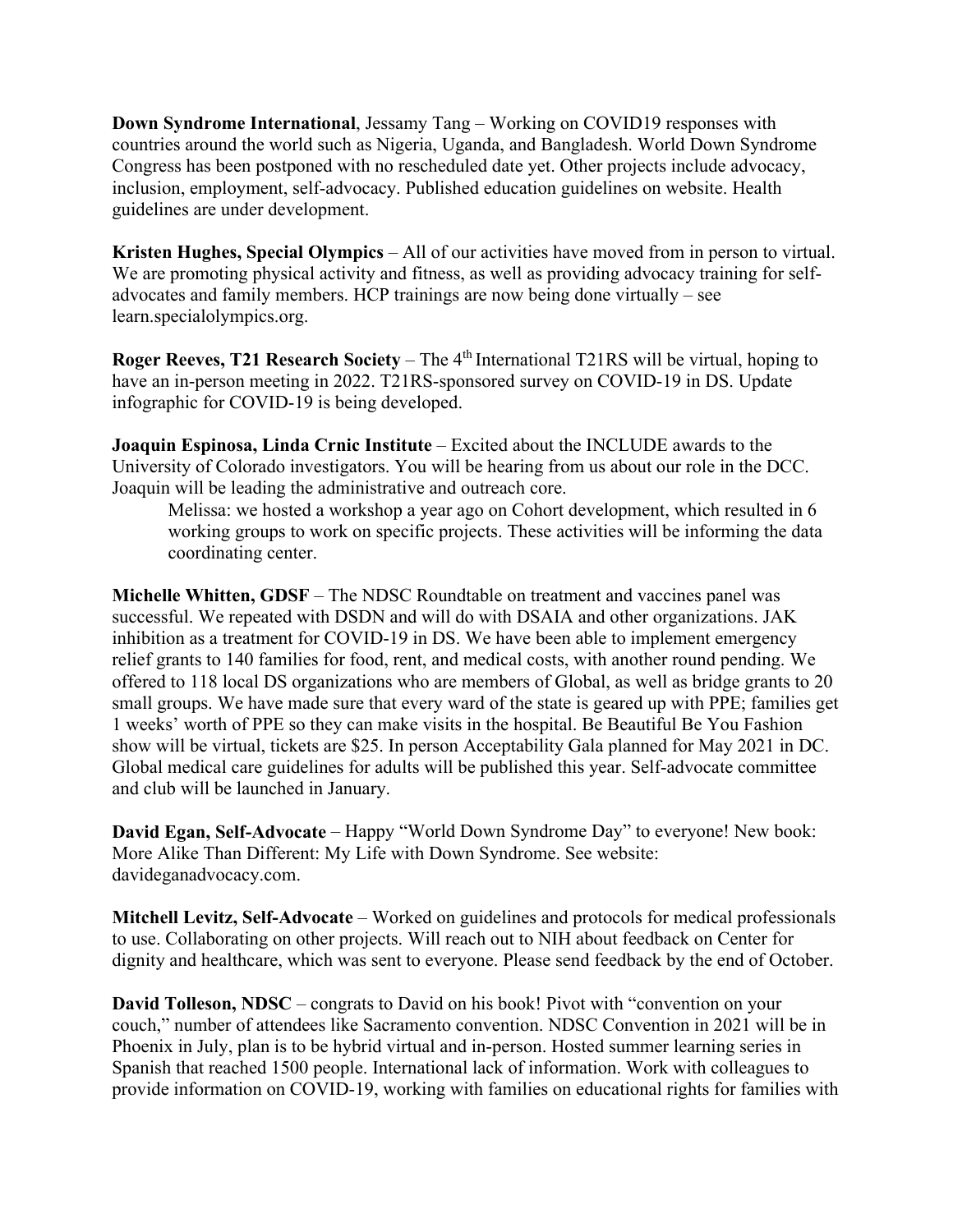**Down Syndrome International**, Jessamy Tang – Working on COVID19 responses with countries around the world such as Nigeria, Uganda, and Bangladesh. World Down Syndrome Congress has been postponed with no rescheduled date yet. Other projects include advocacy, inclusion, employment, self-advocacy. Published education guidelines on website. Health guidelines are under development.

**Kristen Hughes, Special Olympics** – All of our activities have moved from in person to virtual. We are promoting physical activity and fitness, as well as providing advocacy training for self-advocates and family members. HCP trainings are now being done virtually – see learn.specialolympics.org.

**Roger Reeves, T21 Research Society** – The 4th International T21RS will be virtual, hoping to have an in-person meeting in 2022. T21RS-sponsored survey on COVID-19 in DS. Update infographic for COVID-19 is being developed.

**Joaquin Espinosa, Linda Crnic Institute** – Excited about the INCLUDE awards to the University of Colorado investigators. You will be hearing from us about our role in the DCC. Joaquin will be leading the administrative and outreach core.

> Melissa: we hosted a workshop a year ago on Cohort development, which resulted in 6 working groups to work on specific projects. These activities will be informing the data coordinating center.

**Michelle Whitten, GDSF** – The NDSC Roundtable on treatment and vaccines panel was successful. We repeated with DSDN and will do with DSAIA and other organizations. JAK inhibition as a treatment for COVID-19 in DS. We have been able to implement emergency relief grants to 140 families for food, rent, and medical costs, with another round pending. We offered to 118 local DS organizations who are members of Global, as well as bridge grants to 20 small groups. We have made sure that every ward of the state is geared up with PPE; families get 1 weeks' worth of PPE so they can make visits in the hospital. Be Beautiful Be You Fashion show will be virtual, tickets are $25. In person Acceptability Gala planned for May 2021 in DC. Global medical care guidelines for adults will be published this year. Self-advocate committee and club will be launched in January.

**David Egan, Self-Advocate** – Happy "World Down Syndrome Day" to everyone! New book: More Alike Than Different: My Life with Down Syndrome. See website: davideganadvocacy.com.

**Mitchell Levitz, Self-Advocate** – Worked on guidelines and protocols for medical professionals to use. Collaborating on other projects. Will reach out to NIH about feedback on Center for dignity and healthcare, which was sent to everyone. Please send feedback by the end of October.

**David Tolleson, NDSC** – congrats to David on his book! Pivot with "convention on your couch," number of attendees like Sacramento convention. NDSC Convention in 2021 will be in Phoenix in July, plan is to be hybrid virtual and in-person. Hosted summer learning series in Spanish that reached 1500 people. International lack of information. Work with colleagues to provide information on COVID-19, working with families on educational rights for families with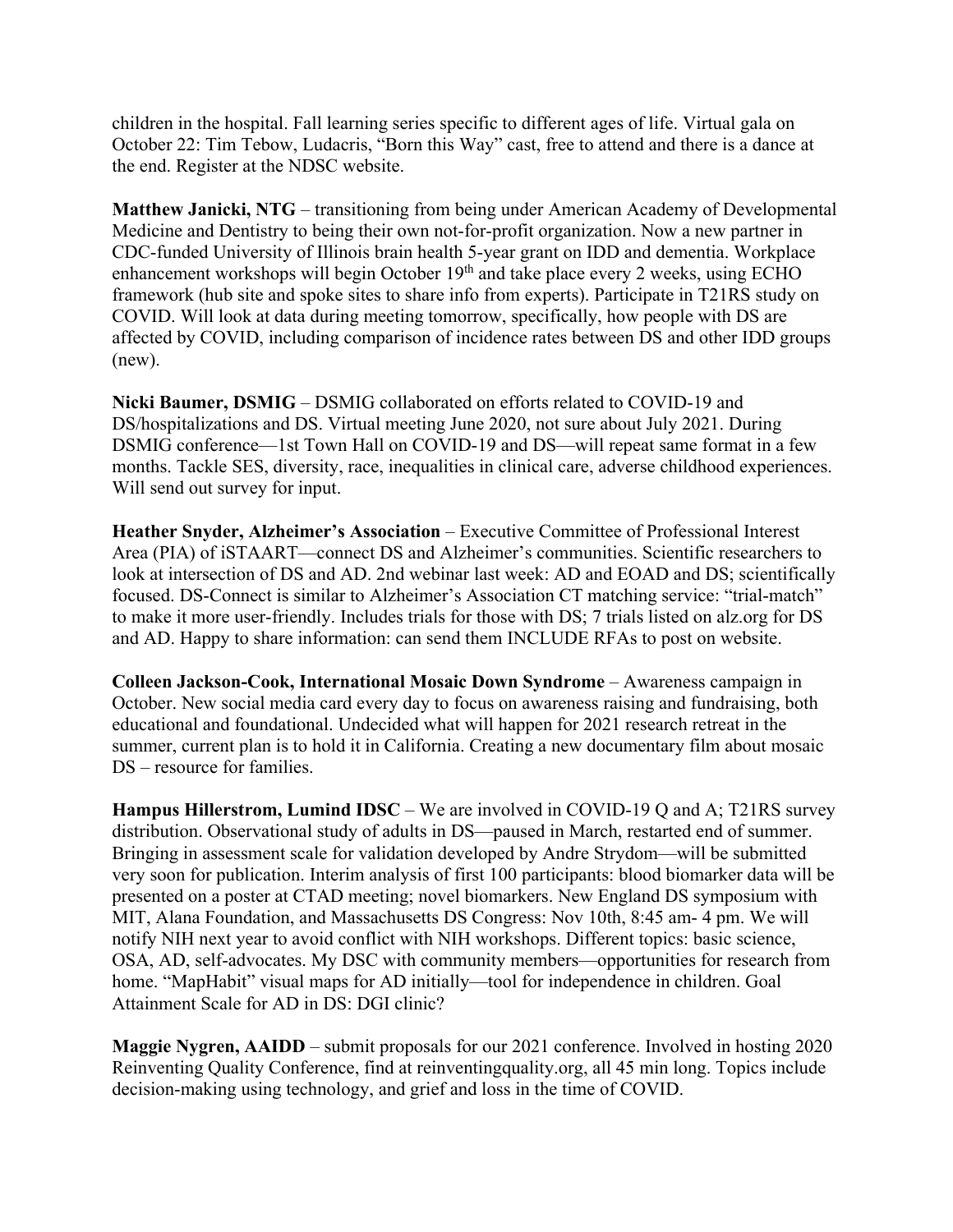children in the hospital. Fall learning series specific to different ages of life. Virtual gala on October 22: Tim Tebow, Ludacris, "Born this Way" cast, free to attend and there is a dance at the end. Register at the NDSC website.

**Matthew Janicki, NTG** – transitioning from being under American Academy of Developmental Medicine and Dentistry to being their own not-for-profit organization. Now a new partner in CDC-funded University of Illinois brain health 5-year grant on IDD and dementia. Workplace enhancement workshops will begin October 19th and take place every 2 weeks, using ECHO framework (hub site and spoke sites to share info from experts). Participate in T21RS study on COVID. Will look at data during meeting tomorrow, specifically, how people with DS are affected by COVID, including comparison of incidence rates between DS and other IDD groups (new).

**Nicki Baumer, DSMIG** – DSMIG collaborated on efforts related to COVID-19 and DS/hospitalizations and DS. Virtual meeting June 2020, not sure about July 2021. During DSMIG conference—1st Town Hall on COVID-19 and DS—will repeat same format in a few months. Tackle SES, diversity, race, inequalities in clinical care, adverse childhood experiences. Will send out survey for input.

**Heather Snyder, Alzheimer's Association** – Executive Committee of Professional Interest Area (PIA) of iSTAART—connect DS and Alzheimer's communities. Scientific researchers to look at intersection of DS and AD. 2nd webinar last week: AD and EOAD and DS; scientifically focused. DS-Connect is similar to Alzheimer's Association CT matching service: "trial-match" to make it more user-friendly. Includes trials for those with DS; 7 trials listed on alz.org for DS and AD. Happy to share information: can send them INCLUDE RFAs to post on website.

**Colleen Jackson-Cook, International Mosaic Down Syndrome** – Awareness campaign in October. New social media card every day to focus on awareness raising and fundraising, both educational and foundational. Undecided what will happen for 2021 research retreat in the summer, current plan is to hold it in California. Creating a new documentary film about mosaic DS – resource for families.

**Hampus Hillerstrom, Lumind IDSC** – We are involved in COVID-19 Q and A; T21RS survey distribution. Observational study of adults in DS—paused in March, restarted end of summer. Bringing in assessment scale for validation developed by Andre Strydom—will be submitted very soon for publication. Interim analysis of first 100 participants: blood biomarker data will be presented on a poster at CTAD meeting; novel biomarkers. New England DS symposium with MIT, Alana Foundation, and Massachusetts DS Congress: Nov 10th, 8:45 am- 4 pm. We will notify NIH next year to avoid conflict with NIH workshops. Different topics: basic science, OSA, AD, self-advocates. My DSC with community members—opportunities for research from home. "MapHabit" visual maps for AD initially—tool for independence in children. Goal Attainment Scale for AD in DS: DGI clinic?

**Maggie Nygren, AAIDD** – submit proposals for our 2021 conference. Involved in hosting 2020 Reinventing Quality Conference, find at reinventingquality.org, all 45 min long. Topics include decision-making using technology, and grief and loss in the time of COVID.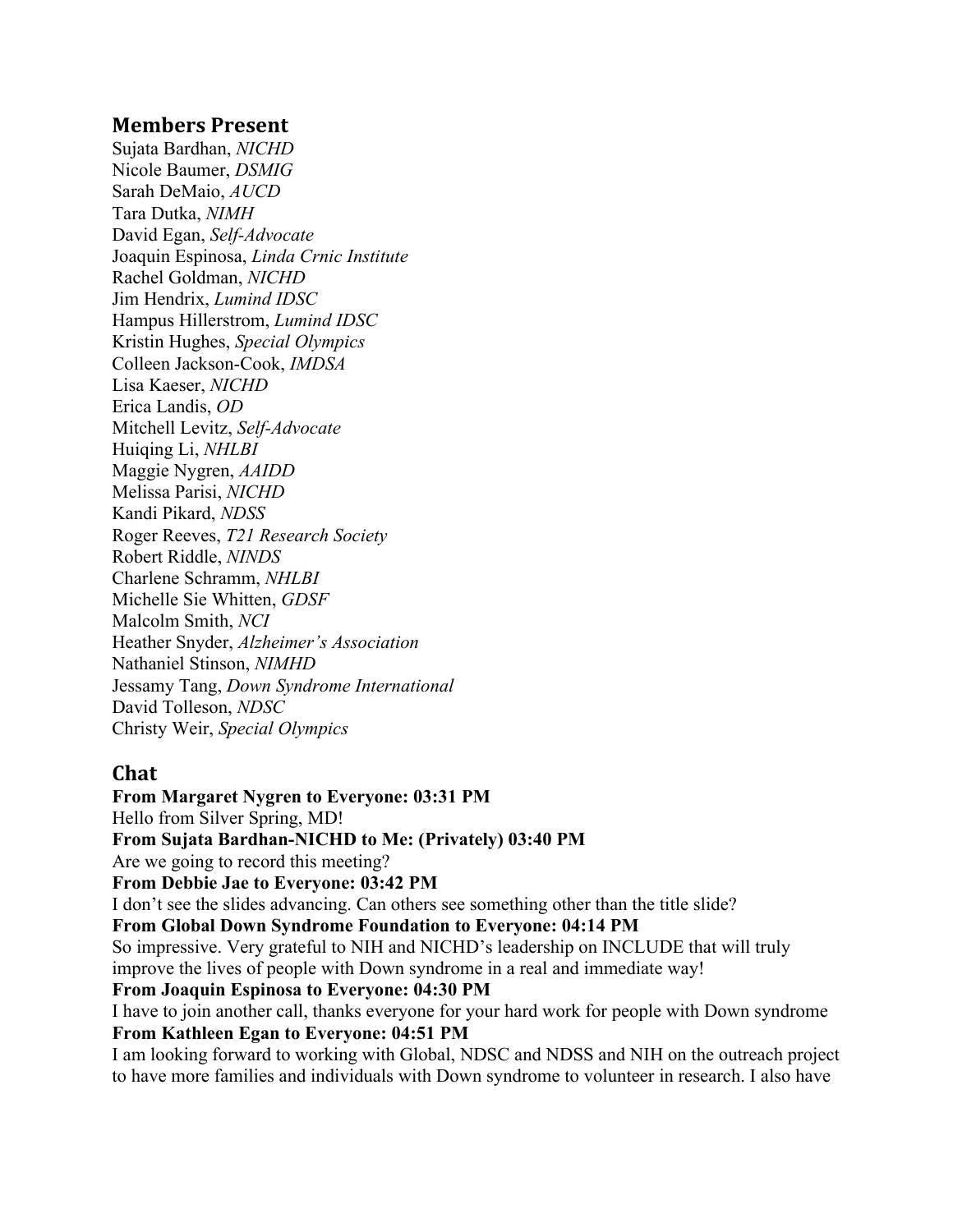## Members Present

Sujata Bardhan, *NICHD*
Nicole Baumer, *DSMIG*
Sarah DeMaio, *AUCD*
Tara Dutka, *NIMH*
David Egan, *Self-Advocate*
Joaquin Espinosa, *Linda Crnic Institute*
Rachel Goldman, *NICHD*
Jim Hendrix, *Lumind IDSC*
Hampus Hillerstrom, *Lumind IDSC*
Kristin Hughes, *Special Olympics*
Colleen Jackson-Cook, *IMDSA*
Lisa Kaeser, *NICHD*
Erica Landis, *OD*
Mitchell Levitz, *Self-Advocate*
Huiqing Li, *NHLBI*
Maggie Nygren, *AAIDD*
Melissa Parisi, *NICHD*
Kandi Pikard, *NDSS*
Roger Reeves, *T21 Research Society*
Robert Riddle, *NINDS*
Charlene Schramm, *NHLBI*
Michelle Sie Whitten, *GDSF*
Malcolm Smith, *NCI*
Heather Snyder, *Alzheimer's Association*
Nathaniel Stinson, *NIMHD*
Jessamy Tang, *Down Syndrome International*
David Tolleson, *NDSC*
Christy Weir, *Special Olympics*

## Chat

**From Margaret Nygren to Everyone: 03:31 PM**
Hello from Silver Spring, MD!

**From Sujata Bardhan-NICHD to Me: (Privately) 03:40 PM**
Are we going to record this meeting?

**From Debbie Jae to Everyone: 03:42 PM**
I don't see the slides advancing. Can others see something other than the title slide?

**From Global Down Syndrome Foundation to Everyone: 04:14 PM**
So impressive. Very grateful to NIH and NICHD's leadership on INCLUDE that will truly improve the lives of people with Down syndrome in a real and immediate way!

**From Joaquin Espinosa to Everyone: 04:30 PM**
I have to join another call, thanks everyone for your hard work for people with Down syndrome

**From Kathleen Egan to Everyone: 04:51 PM**
I am looking forward to working with Global, NDSC and NDSS and NIH on the outreach project to have more families and individuals with Down syndrome to volunteer in research. I also have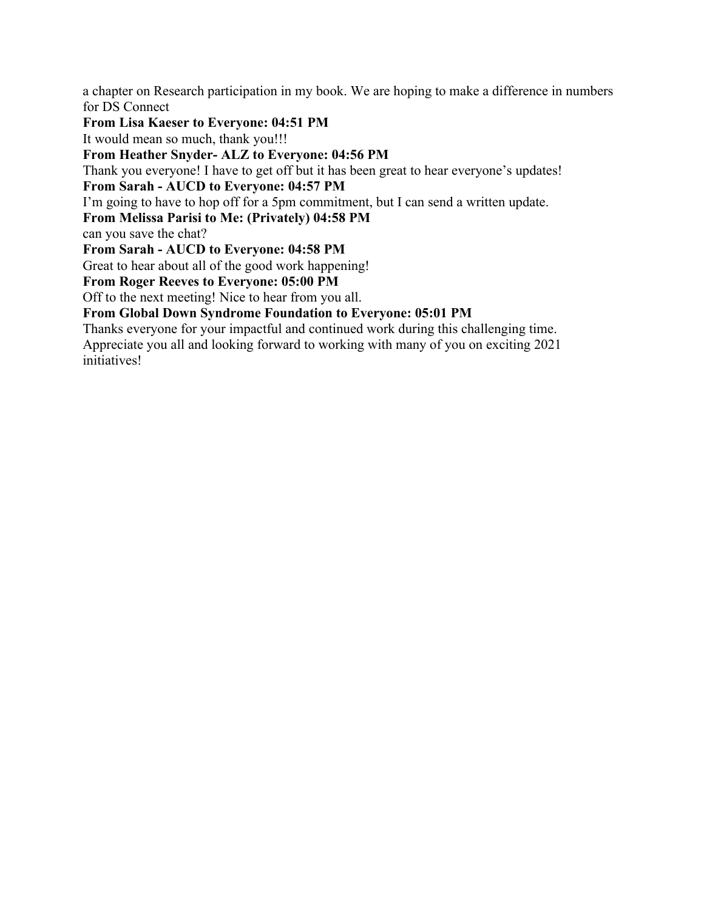a chapter on Research participation in my book. We are hoping to make a difference in numbers for DS Connect

**From Lisa Kaeser to Everyone: 04:51 PM**

It would mean so much, thank you!!!

**From Heather Snyder- ALZ to Everyone: 04:56 PM**

Thank you everyone! I have to get off but it has been great to hear everyone's updates!

**From Sarah - AUCD to Everyone: 04:57 PM**

I'm going to have to hop off for a 5pm commitment, but I can send a written update.

**From Melissa Parisi to Me: (Privately) 04:58 PM**

can you save the chat?

**From Sarah - AUCD to Everyone: 04:58 PM**

Great to hear about all of the good work happening!

**From Roger Reeves to Everyone: 05:00 PM**

Off to the next meeting! Nice to hear from you all.

**From Global Down Syndrome Foundation to Everyone: 05:01 PM**

Thanks everyone for your impactful and continued work during this challenging time. Appreciate you all and looking forward to working with many of you on exciting 2021 initiatives!